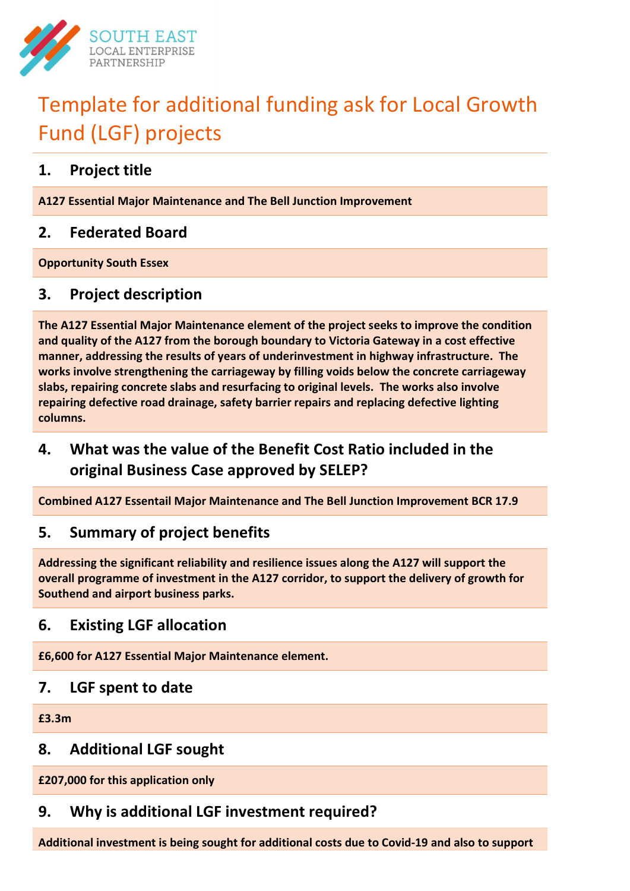SOUTH EAST
LOCAL ENTERPRISE
PARTNERSHIP

# Template for additional funding ask for Local Growth Fund (LGF) projects

## 1. Project title

**A127 Essential Major Maintenance and The Bell Junction Improvement**

## 2. Federated Board

**Opportunity South Essex**

## 3. Project description

**The A127 Essential Major Maintenance element of the project seeks to improve the condition and quality of the A127 from the borough boundary to Victoria Gateway in a cost effective manner, addressing the results of years of underinvestment in highway infrastructure. The works involve strengthening the carriageway by filling voids below the concrete carriageway slabs, repairing concrete slabs and resurfacing to original levels. The works also involve repairing defective road drainage, safety barrier repairs and replacing defective lighting columns.**

## 4. What was the value of the Benefit Cost Ratio included in the original Business Case approved by SELEP?

**Combined A127 Essentail Major Maintenance and The Bell Junction Improvement BCR 17.9**

## 5. Summary of project benefits

**Addressing the significant reliability and resilience issues along the A127 will support the overall programme of investment in the A127 corridor, to support the delivery of growth for Southend and airport business parks.**

## 6. Existing LGF allocation

**£6,600 for A127 Essential Major Maintenance element.**

## 7. LGF spent to date

**£3.3m**

## 8. Additional LGF sought

**£207,000 for this application only**

## 9. Why is additional LGF investment required?

**Additional investment is being sought for additional costs due to Covid-19 and also to support**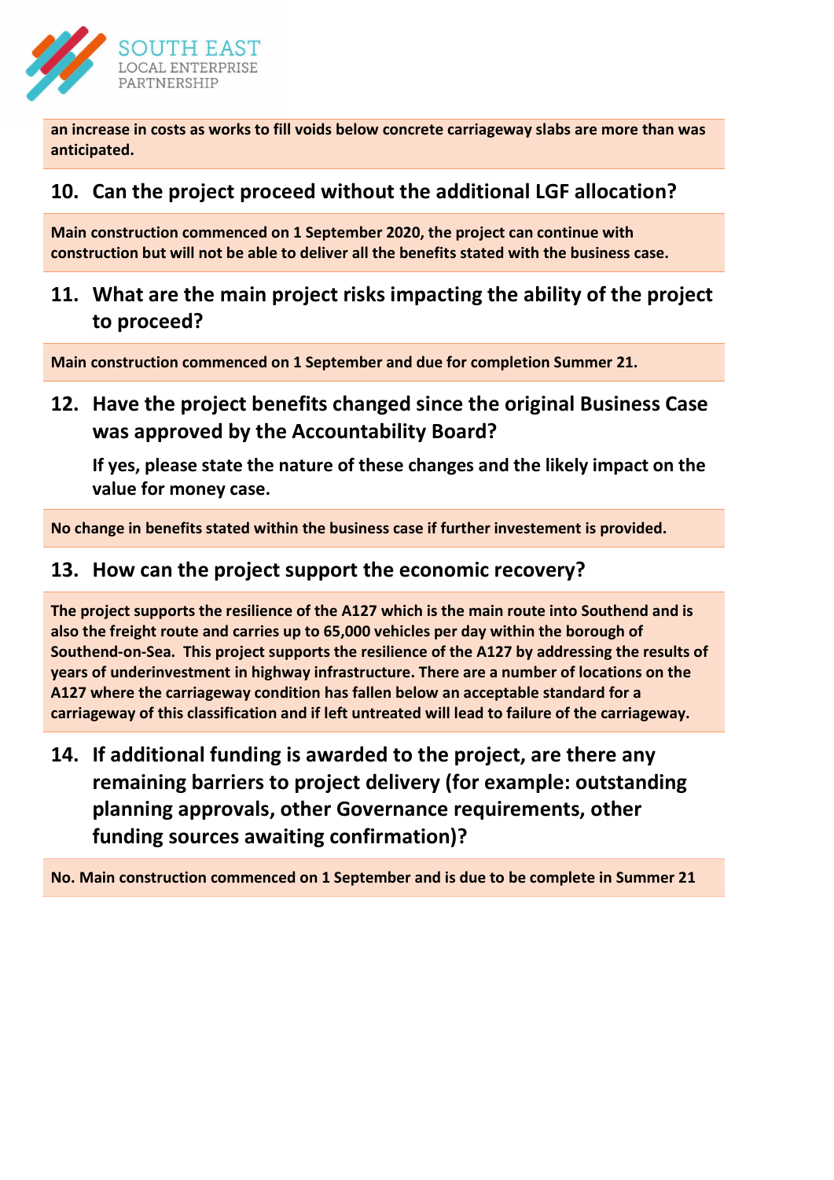**an increase in costs as works to fill voids below concrete carriageway slabs are more than was anticipated.**

## 10. Can the project proceed without the additional LGF allocation?

**Main construction commenced on 1 September 2020, the project can continue with construction but will not be able to deliver all the benefits stated with the business case.**

## 11. What are the main project risks impacting the ability of the project to proceed?

**Main construction commenced on 1 September and due for completion Summer 21.**

## 12. Have the project benefits changed since the original Business Case was approved by the Accountability Board?

**If yes, please state the nature of these changes and the likely impact on the value for money case.**

**No change in benefits stated within the business case if further investement is provided.**

## 13. How can the project support the economic recovery?

**The project supports the resilience of the A127 which is the main route into Southend and is also the freight route and carries up to 65,000 vehicles per day within the borough of Southend-on-Sea. This project supports the resilience of the A127 by addressing the results of years of underinvestment in highway infrastructure. There are a number of locations on the A127 where the carriageway condition has fallen below an acceptable standard for a carriageway of this classification and if left untreated will lead to failure of the carriageway.**

## 14. If additional funding is awarded to the project, are there any remaining barriers to project delivery (for example: outstanding planning approvals, other Governance requirements, other funding sources awaiting confirmation)?

**No. Main construction commenced on 1 September and is due to be complete in Summer 21**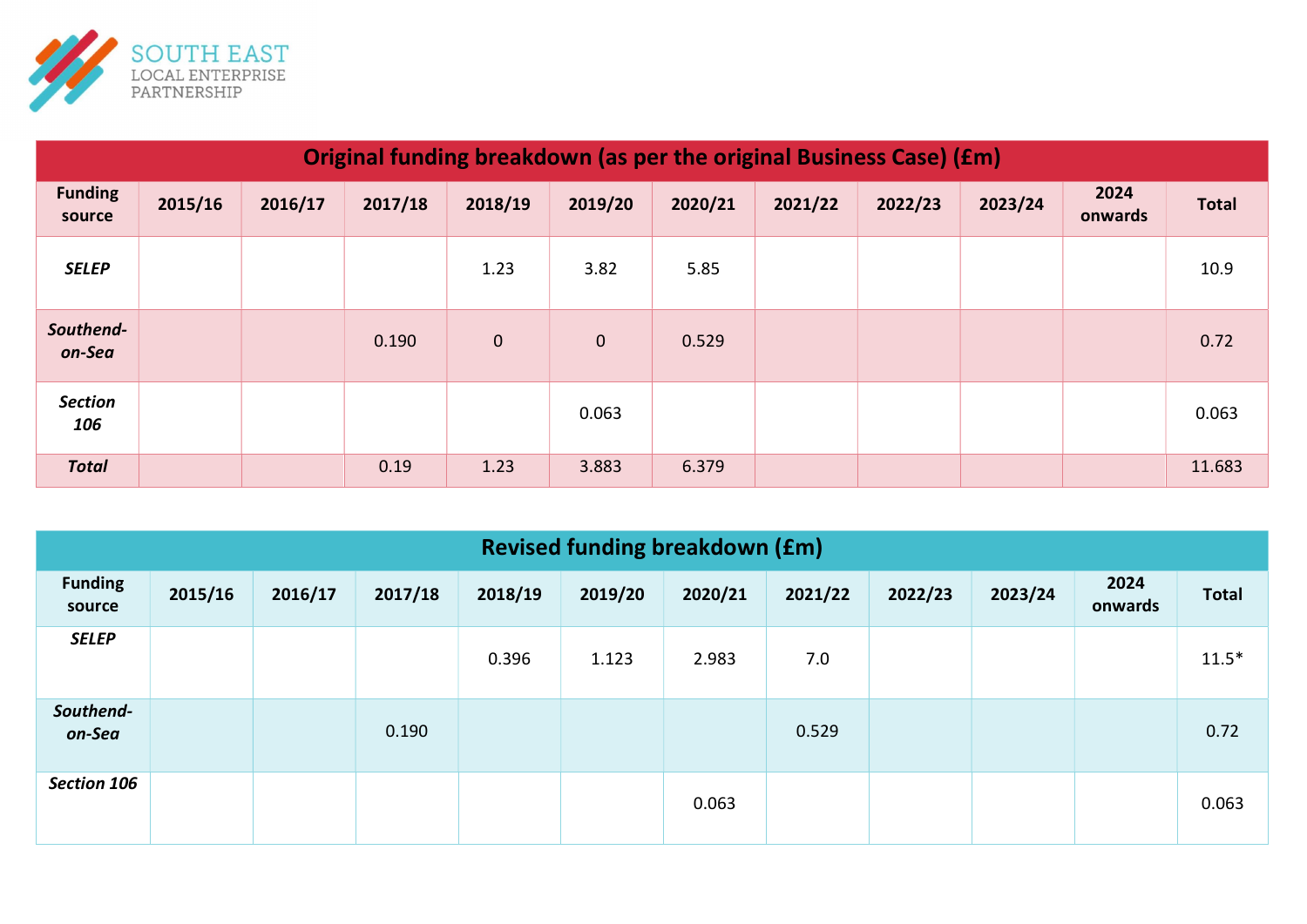| Original funding breakdown (as per the original Business Case) (£m) | | | | | | | | | | | |
|---|---|---|---|---|---|---|---|---|---|---|---|
| **Funding source** | **2015/16** | **2016/17** | **2017/18** | **2018/19** | **2019/20** | **2020/21** | **2021/22** | **2022/23** | **2023/24** | **2024 onwards** | **Total** |
| ***SELEP*** | | | | 1.23 | 3.82 | 5.85 | | | | | 10.9 |
| ***Southend-on-Sea*** | | | 0.190 | 0 | 0 | 0.529 | | | | | 0.72 |
| ***Section 106*** | | | | | 0.063 | | | | | | 0.063 |
| ***Total*** | | | 0.19 | 1.23 | 3.883 | 6.379 | | | | | 11.683 |

| Revised funding breakdown (£m) | | | | | | | | | | | |
|---|---|---|---|---|---|---|---|---|---|---|---|
| **Funding source** | **2015/16** | **2016/17** | **2017/18** | **2018/19** | **2019/20** | **2020/21** | **2021/22** | **2022/23** | **2023/24** | **2024 onwards** | **Total** |
| ***SELEP*** | | | | 0.396 | 1.123 | 2.983 | 7.0 | | | | 11.5* |
| ***Southend-on-Sea*** | | | 0.190 | | | | 0.529 | | | | 0.72 |
| ***Section 106*** | | | | | | 0.063 | | | | | 0.063 |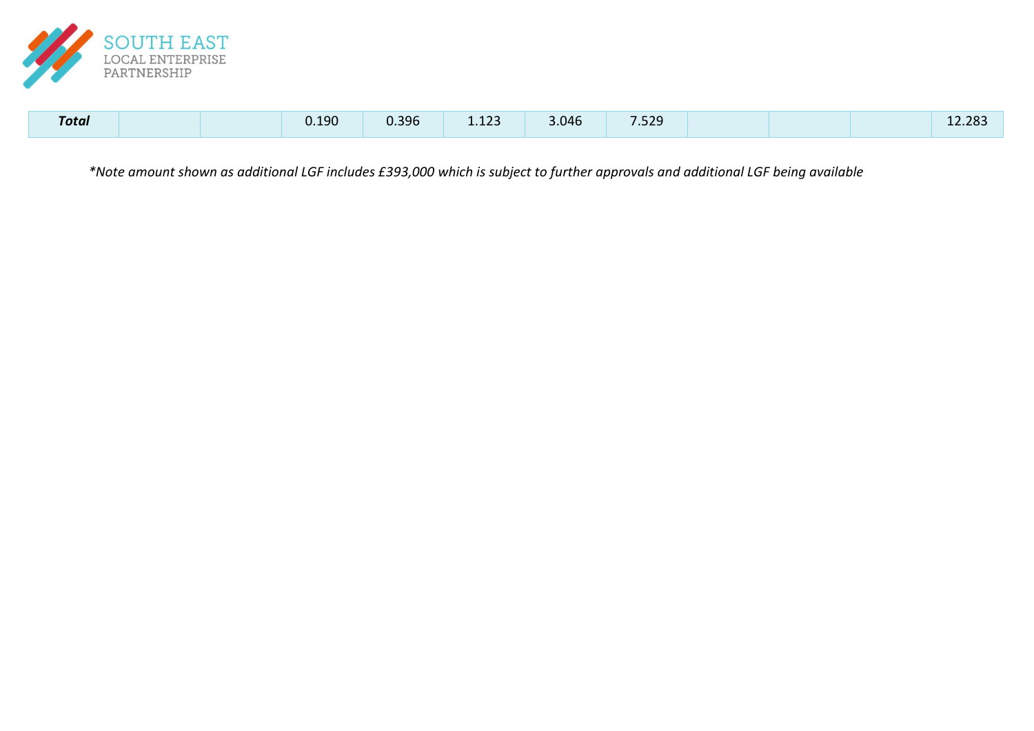| | | | | | | | | | | |
|---|---|---|---|---|---|---|---|---|---|---|
| ***Total*** | | | 0.190 | 0.396 | 1.123 | 3.046 | 7.529 | | | 12.283 |

*\*Note amount shown as additional LGF includes £393,000 which is subject to further approvals and additional LGF being available*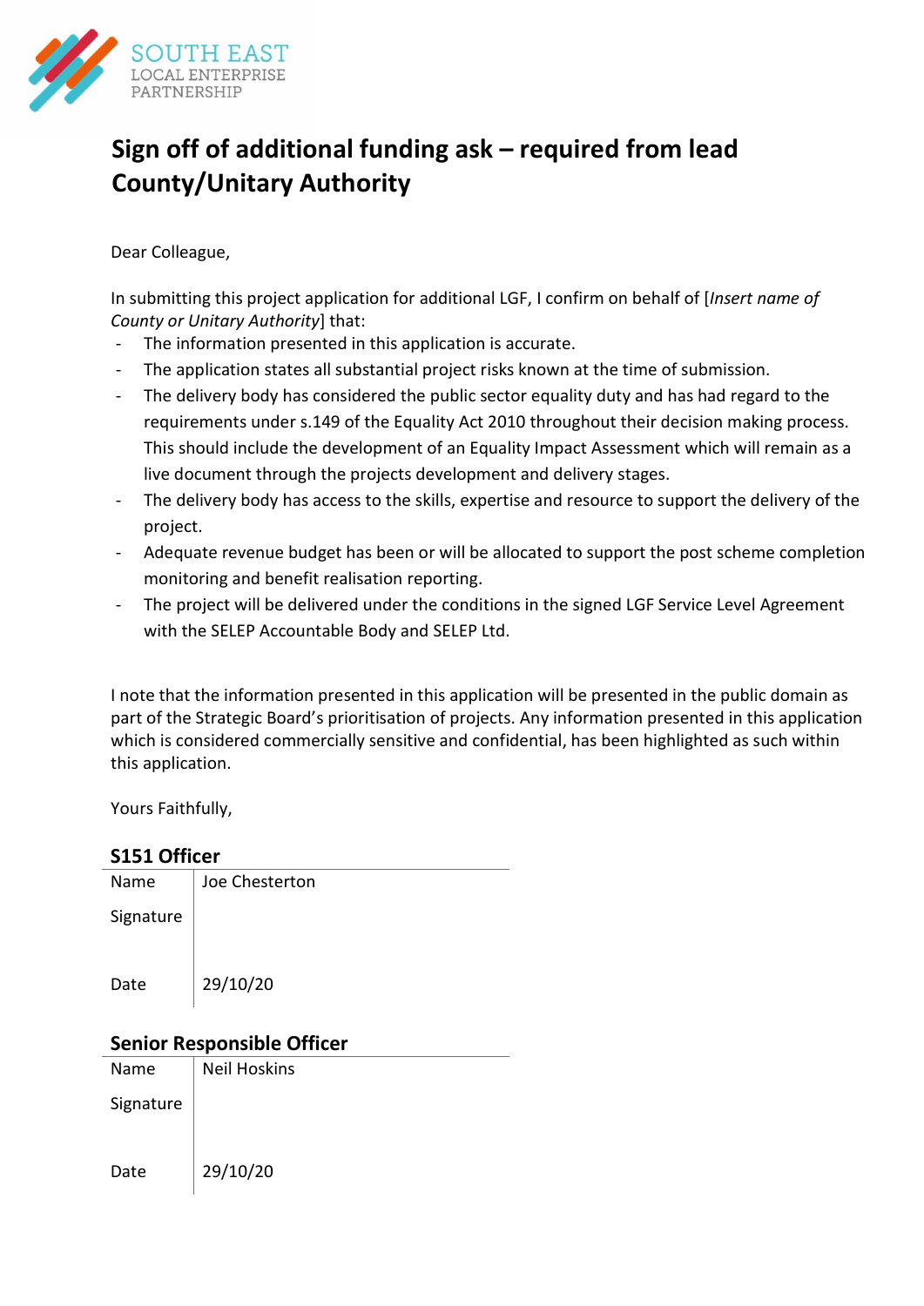SOUTH EAST
LOCAL ENTERPRISE
PARTNERSHIP

# Sign off of additional funding ask – required from lead County/Unitary Authority

Dear Colleague,

In submitting this project application for additional LGF, I confirm on behalf of [*Insert name of County or Unitary Authority*] that:

- The information presented in this application is accurate.
- The application states all substantial project risks known at the time of submission.
- The delivery body has considered the public sector equality duty and has had regard to the requirements under s.149 of the Equality Act 2010 throughout their decision making process. This should include the development of an Equality Impact Assessment which will remain as a live document through the projects development and delivery stages.
- The delivery body has access to the skills, expertise and resource to support the delivery of the project.
- Adequate revenue budget has been or will be allocated to support the post scheme completion monitoring and benefit realisation reporting.
- The project will be delivered under the conditions in the signed LGF Service Level Agreement with the SELEP Accountable Body and SELEP Ltd.

I note that the information presented in this application will be presented in the public domain as part of the Strategic Board's prioritisation of projects. Any information presented in this application which is considered commercially sensitive and confidential, has been highlighted as such within this application.

Yours Faithfully,

## S151 Officer

| | |
|---|---|
| Name | Joe Chesterton |
| Signature | |
| Date | 29/10/20 |

## Senior Responsible Officer

| | |
|---|---|
| Name | Neil Hoskins |
| Signature | |
| Date | 29/10/20 |